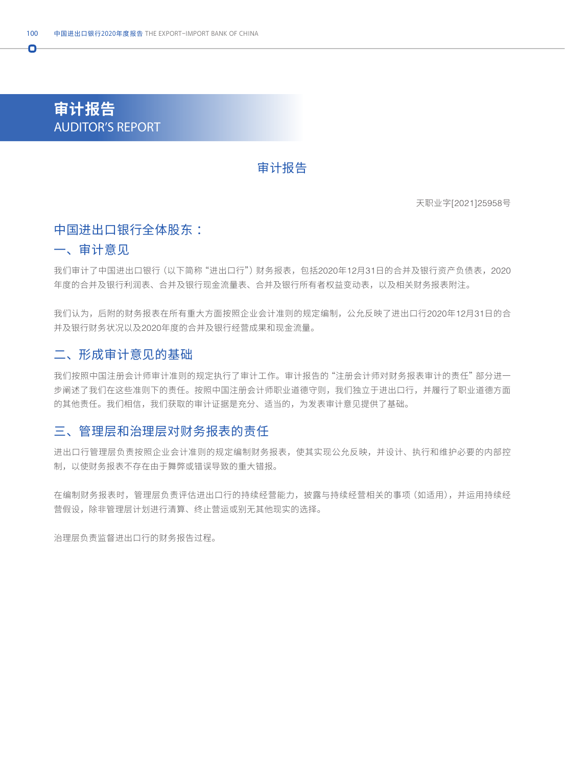# 审计报告
AUDITOR'S REPORT

## 审计报告

天职业字[2021]25958号

### 中国进出口银行全体股东：

### 一、审计意见

我们审计了中国进出口银行（以下简称"进出口行"）财务报表，包括2020年12月31日的合并及银行资产负债表，2020年度的合并及银行利润表、合并及银行现金流量表、合并及银行所有者权益变动表，以及相关财务报表附注。

我们认为，后附的财务报表在所有重大方面按照企业会计准则的规定编制，公允反映了进出口行2020年12月31日的合并及银行财务状况以及2020年度的合并及银行经营成果和现金流量。

### 二、形成审计意见的基础

我们按照中国注册会计师审计准则的规定执行了审计工作。审计报告的"注册会计师对财务报表审计的责任"部分进一步阐述了我们在这些准则下的责任。按照中国注册会计师职业道德守则，我们独立于进出口行，并履行了职业道德方面的其他责任。我们相信，我们获取的审计证据是充分、适当的，为发表审计意见提供了基础。

### 三、管理层和治理层对财务报表的责任

进出口行管理层负责按照企业会计准则的规定编制财务报表，使其实现公允反映，并设计、执行和维护必要的内部控制，以使财务报表不存在由于舞弊或错误导致的重大错报。

在编制财务报表时，管理层负责评估进出口行的持续经营能力，披露与持续经营相关的事项（如适用），并运用持续经营假设，除非管理层计划进行清算、终止营运或别无其他现实的选择。

治理层负责监督进出口行的财务报告过程。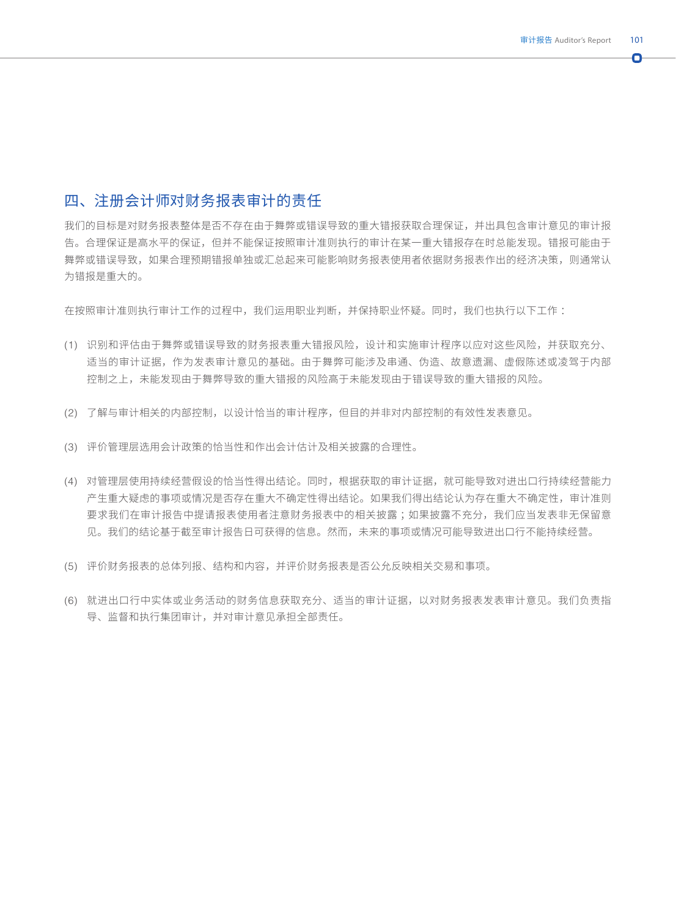## 四、注册会计师对财务报表审计的责任

我们的目标是对财务报表整体是否不存在由于舞弊或错误导致的重大错报获取合理保证，并出具包含审计意见的审计报告。合理保证是高水平的保证，但并不能保证按照审计准则执行的审计在某一重大错报存在时总能发现。错报可能由于舞弊或错误导致，如果合理预期错报单独或汇总起来可能影响财务报表使用者依据财务报表作出的经济决策，则通常认为错报是重大的。

在按照审计准则执行审计工作的过程中，我们运用职业判断，并保持职业怀疑。同时，我们也执行以下工作：

(1) 识别和评估由于舞弊或错误导致的财务报表重大错报风险，设计和实施审计程序以应对这些风险，并获取充分、适当的审计证据，作为发表审计意见的基础。由于舞弊可能涉及串通、伪造、故意遗漏、虚假陈述或凌驾于内部控制之上，未能发现由于舞弊导致的重大错报的风险高于未能发现由于错误导致的重大错报的风险。

(2) 了解与审计相关的内部控制，以设计恰当的审计程序，但目的并非对内部控制的有效性发表意见。

(3) 评价管理层选用会计政策的恰当性和作出会计估计及相关披露的合理性。

(4) 对管理层使用持续经营假设的恰当性得出结论。同时，根据获取的审计证据，就可能导致对进出口行持续经营能力产生重大疑虑的事项或情况是否存在重大不确定性得出结论。如果我们得出结论认为存在重大不确定性，审计准则要求我们在审计报告中提请报表使用者注意财务报表中的相关披露；如果披露不充分，我们应当发表非无保留意见。我们的结论基于截至审计报告日可获得的信息。然而，未来的事项或情况可能导致进出口行不能持续经营。

(5) 评价财务报表的总体列报、结构和内容，并评价财务报表是否公允反映相关交易和事项。

(6) 就进出口行中实体或业务活动的财务信息获取充分、适当的审计证据，以对财务报表发表审计意见。我们负责指导、监督和执行集团审计，并对审计意见承担全部责任。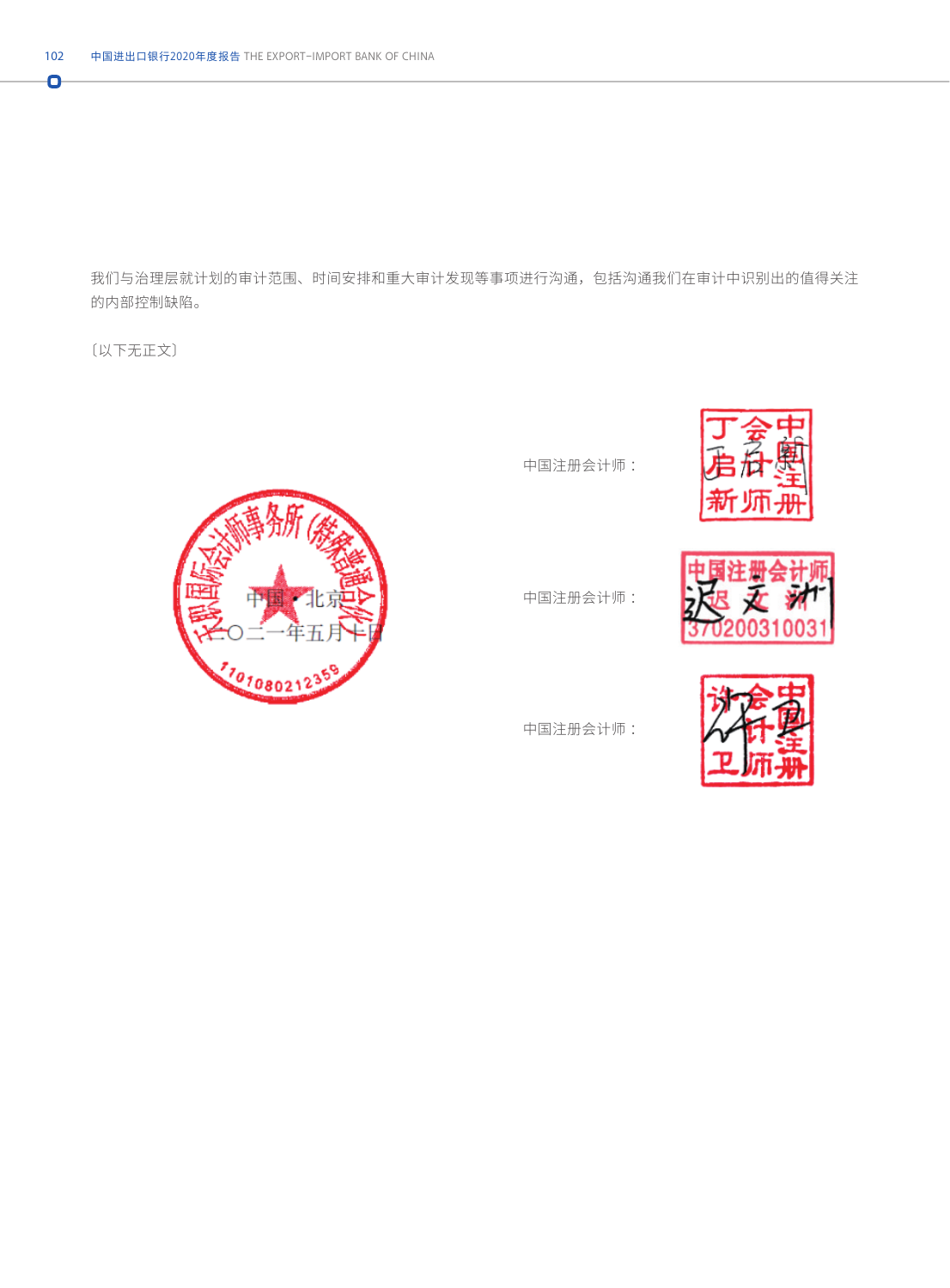我们与治理层就计划的审计范围、时间安排和重大审计发现等事项进行沟通，包括沟通我们在审计中识别出的值得关注的内部控制缺陷。

〔以下无正文〕

天职国际会计师事务所（特殊普通合伙）

中国・北京

二〇二一年五月十日

中国注册会计师：

中国注册会计师：

中国注册会计师：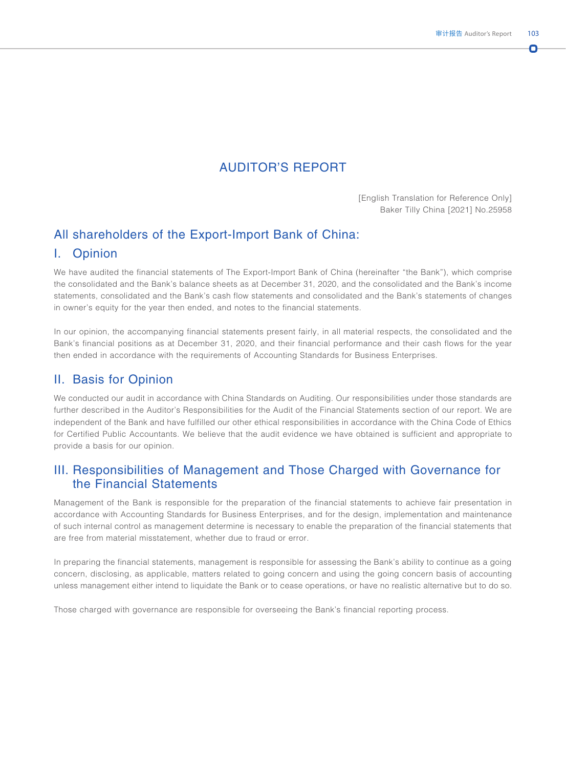# AUDITOR'S REPORT

[English Translation for Reference Only]
Baker Tilly China [2021] No.25958

## All shareholders of the Export-Import Bank of China:

## I. Opinion

We have audited the financial statements of The Export-Import Bank of China (hereinafter "the Bank"), which comprise the consolidated and the Bank's balance sheets as at December 31, 2020, and the consolidated and the Bank's income statements, consolidated and the Bank's cash flow statements and consolidated and the Bank's statements of changes in owner's equity for the year then ended, and notes to the financial statements.

In our opinion, the accompanying financial statements present fairly, in all material respects, the consolidated and the Bank's financial positions as at December 31, 2020, and their financial performance and their cash flows for the year then ended in accordance with the requirements of Accounting Standards for Business Enterprises.

## II. Basis for Opinion

We conducted our audit in accordance with China Standards on Auditing. Our responsibilities under those standards are further described in the Auditor's Responsibilities for the Audit of the Financial Statements section of our report. We are independent of the Bank and have fulfilled our other ethical responsibilities in accordance with the China Code of Ethics for Certified Public Accountants. We believe that the audit evidence we have obtained is sufficient and appropriate to provide a basis for our opinion.

## III. Responsibilities of Management and Those Charged with Governance for the Financial Statements

Management of the Bank is responsible for the preparation of the financial statements to achieve fair presentation in accordance with Accounting Standards for Business Enterprises, and for the design, implementation and maintenance of such internal control as management determine is necessary to enable the preparation of the financial statements that are free from material misstatement, whether due to fraud or error.

In preparing the financial statements, management is responsible for assessing the Bank's ability to continue as a going concern, disclosing, as applicable, matters related to going concern and using the going concern basis of accounting unless management either intend to liquidate the Bank or to cease operations, or have no realistic alternative but to do so.

Those charged with governance are responsible for overseeing the Bank's financial reporting process.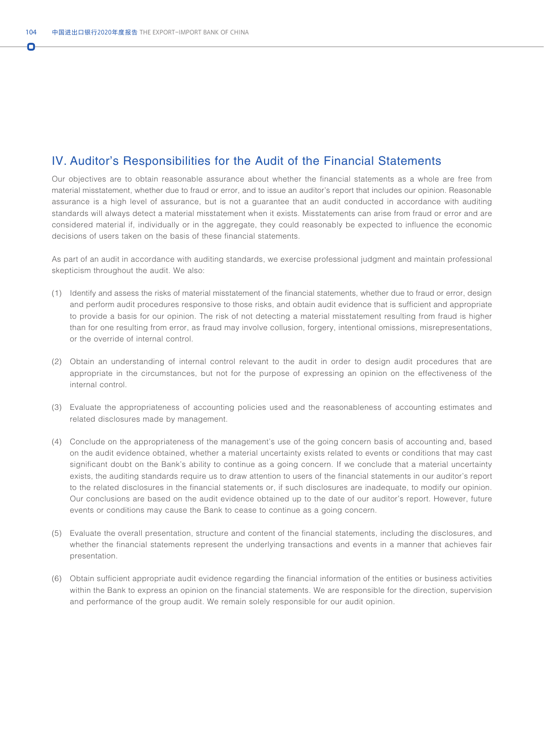## IV. Auditor's Responsibilities for the Audit of the Financial Statements

Our objectives are to obtain reasonable assurance about whether the financial statements as a whole are free from material misstatement, whether due to fraud or error, and to issue an auditor's report that includes our opinion. Reasonable assurance is a high level of assurance, but is not a guarantee that an audit conducted in accordance with auditing standards will always detect a material misstatement when it exists. Misstatements can arise from fraud or error and are considered material if, individually or in the aggregate, they could reasonably be expected to influence the economic decisions of users taken on the basis of these financial statements.

As part of an audit in accordance with auditing standards, we exercise professional judgment and maintain professional skepticism throughout the audit. We also:

(1) Identify and assess the risks of material misstatement of the financial statements, whether due to fraud or error, design and perform audit procedures responsive to those risks, and obtain audit evidence that is sufficient and appropriate to provide a basis for our opinion. The risk of not detecting a material misstatement resulting from fraud is higher than for one resulting from error, as fraud may involve collusion, forgery, intentional omissions, misrepresentations, or the override of internal control.

(2) Obtain an understanding of internal control relevant to the audit in order to design audit procedures that are appropriate in the circumstances, but not for the purpose of expressing an opinion on the effectiveness of the internal control.

(3) Evaluate the appropriateness of accounting policies used and the reasonableness of accounting estimates and related disclosures made by management.

(4) Conclude on the appropriateness of the management's use of the going concern basis of accounting and, based on the audit evidence obtained, whether a material uncertainty exists related to events or conditions that may cast significant doubt on the Bank's ability to continue as a going concern. If we conclude that a material uncertainty exists, the auditing standards require us to draw attention to users of the financial statements in our auditor's report to the related disclosures in the financial statements or, if such disclosures are inadequate, to modify our opinion. Our conclusions are based on the audit evidence obtained up to the date of our auditor's report. However, future events or conditions may cause the Bank to cease to continue as a going concern.

(5) Evaluate the overall presentation, structure and content of the financial statements, including the disclosures, and whether the financial statements represent the underlying transactions and events in a manner that achieves fair presentation.

(6) Obtain sufficient appropriate audit evidence regarding the financial information of the entities or business activities within the Bank to express an opinion on the financial statements. We are responsible for the direction, supervision and performance of the group audit. We remain solely responsible for our audit opinion.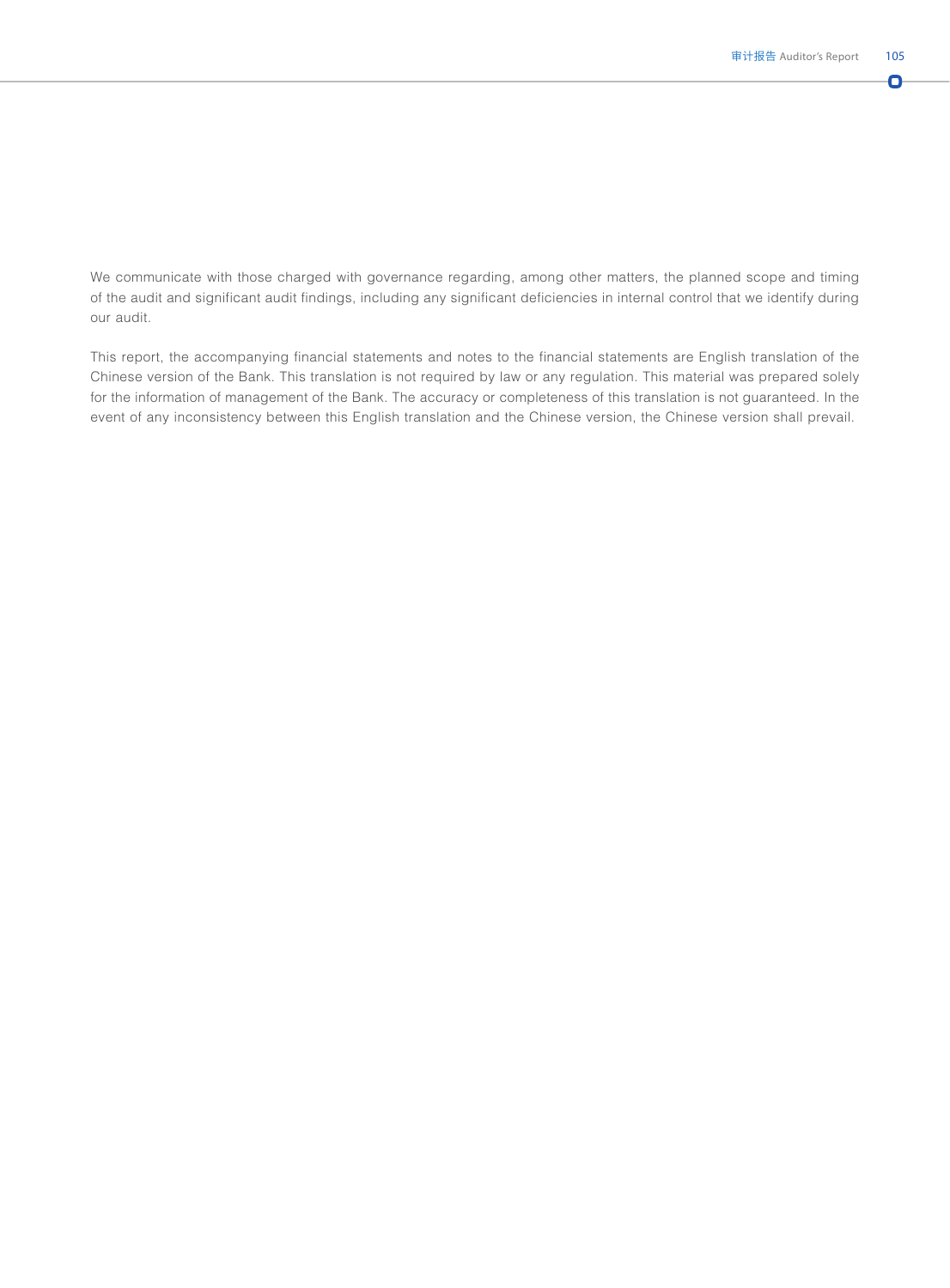We communicate with those charged with governance regarding, among other matters, the planned scope and timing of the audit and significant audit findings, including any significant deficiencies in internal control that we identify during our audit.

This report, the accompanying financial statements and notes to the financial statements are English translation of the Chinese version of the Bank. This translation is not required by law or any regulation. This material was prepared solely for the information of management of the Bank. The accuracy or completeness of this translation is not guaranteed. In the event of any inconsistency between this English translation and the Chinese version, the Chinese version shall prevail.